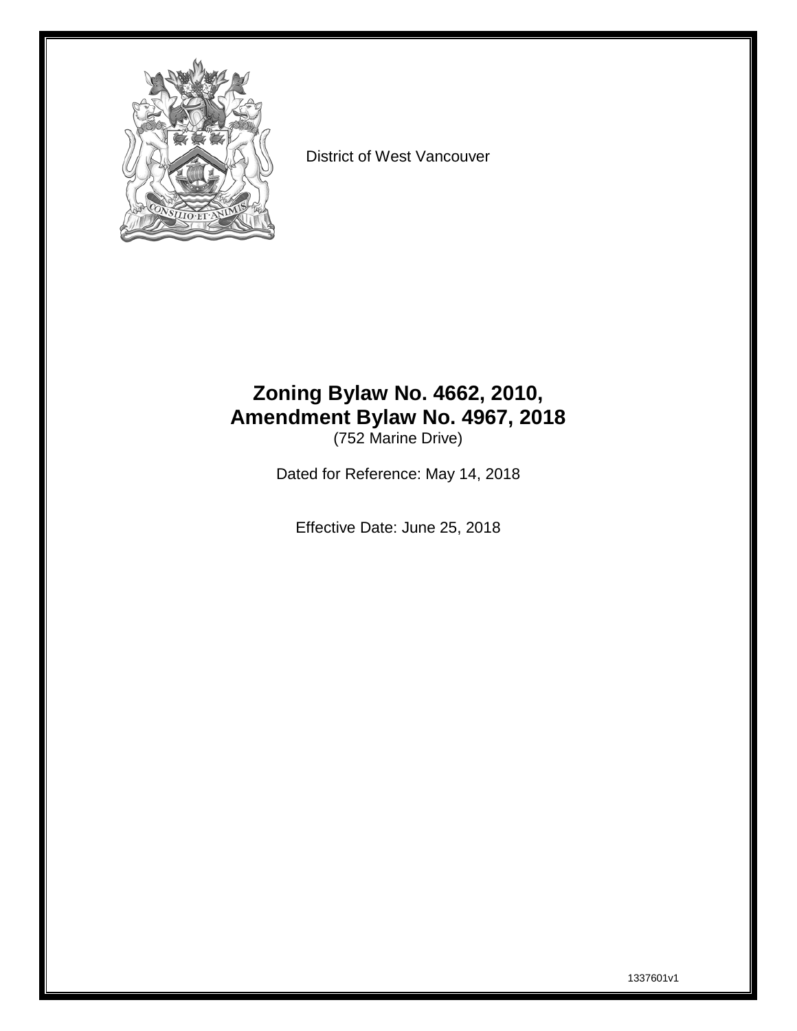District of West Vancouver

# Zoning Bylaw No. 4662, 2010, Amendment Bylaw No. 4967, 2018

(752 Marine Drive)

Dated for Reference: May 14, 2018

Effective Date: June 25, 2018

1337601v1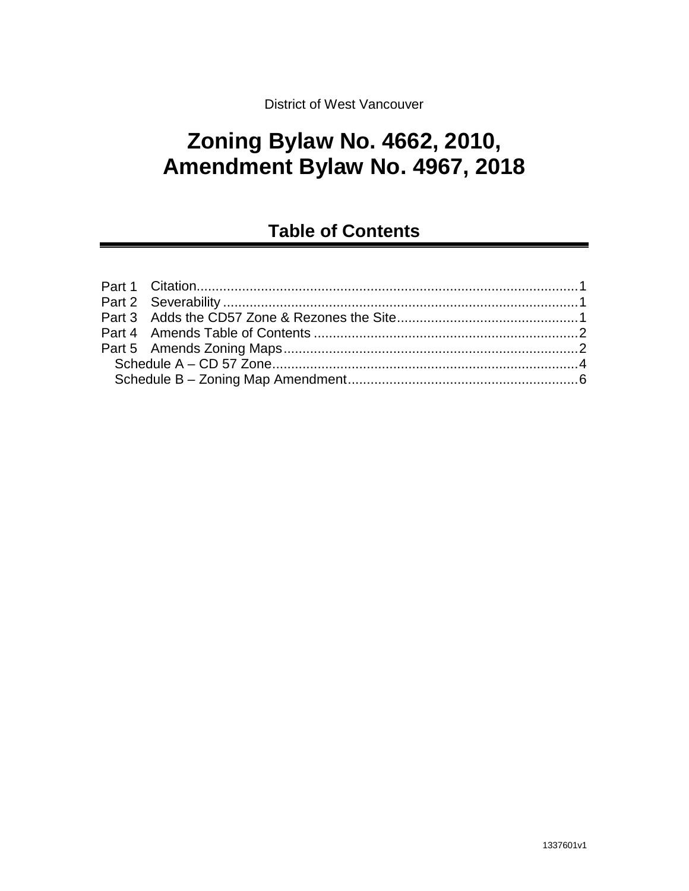District of West Vancouver

# Zoning Bylaw No. 4662, 2010, Amendment Bylaw No. 4967, 2018

## Table of Contents

Part 1 Citation....................................................................................................1
Part 2 Severability ..............................................................................................1
Part 3 Adds the CD57 Zone & Rezones the Site................................................1
Part 4 Amends Table of Contents ......................................................................2
Part 5 Amends Zoning Maps..............................................................................2
Schedule A – CD 57 Zone.................................................................................4
Schedule B – Zoning Map Amendment.............................................................6

1337601v1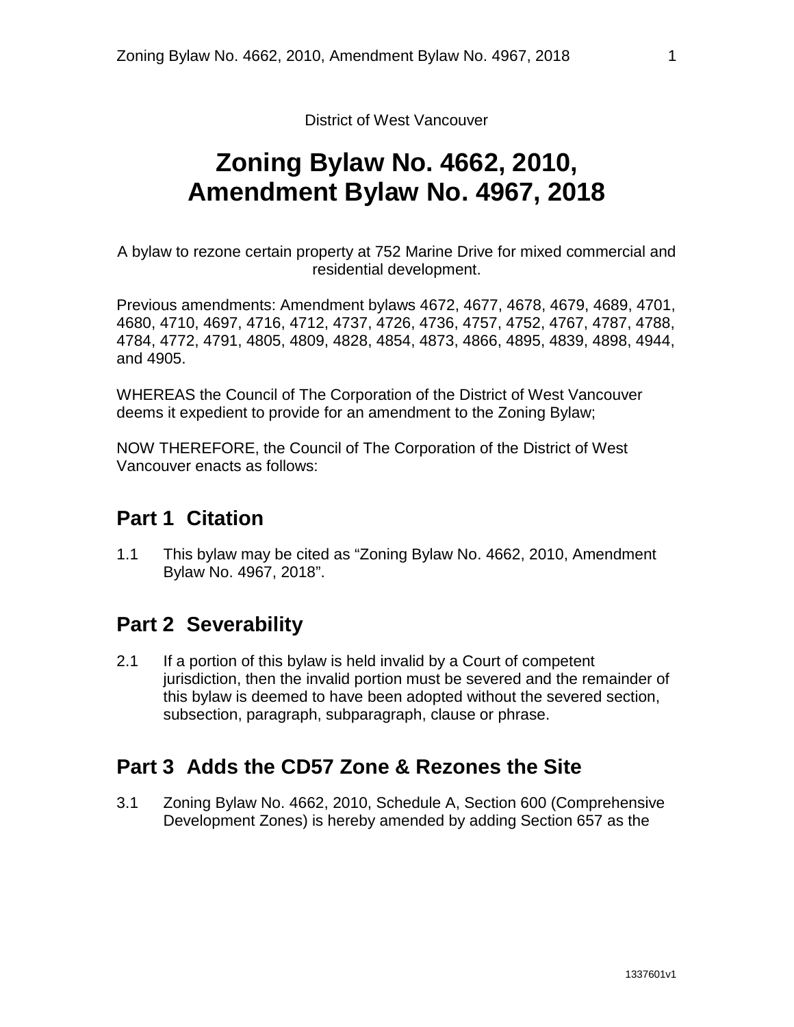District of West Vancouver

# Zoning Bylaw No. 4662, 2010, Amendment Bylaw No. 4967, 2018

A bylaw to rezone certain property at 752 Marine Drive for mixed commercial and residential development.

Previous amendments: Amendment bylaws 4672, 4677, 4678, 4679, 4689, 4701, 4680, 4710, 4697, 4716, 4712, 4737, 4726, 4736, 4757, 4752, 4767, 4787, 4788, 4784, 4772, 4791, 4805, 4809, 4828, 4854, 4873, 4866, 4895, 4839, 4898, 4944, and 4905.

WHEREAS the Council of The Corporation of the District of West Vancouver deems it expedient to provide for an amendment to the Zoning Bylaw;

NOW THEREFORE, the Council of The Corporation of the District of West Vancouver enacts as follows:

## Part 1 Citation

1.1 This bylaw may be cited as "Zoning Bylaw No. 4662, 2010, Amendment Bylaw No. 4967, 2018".

## Part 2 Severability

2.1 If a portion of this bylaw is held invalid by a Court of competent jurisdiction, then the invalid portion must be severed and the remainder of this bylaw is deemed to have been adopted without the severed section, subsection, paragraph, subparagraph, clause or phrase.

## Part 3 Adds the CD57 Zone & Rezones the Site

3.1 Zoning Bylaw No. 4662, 2010, Schedule A, Section 600 (Comprehensive Development Zones) is hereby amended by adding Section 657 as the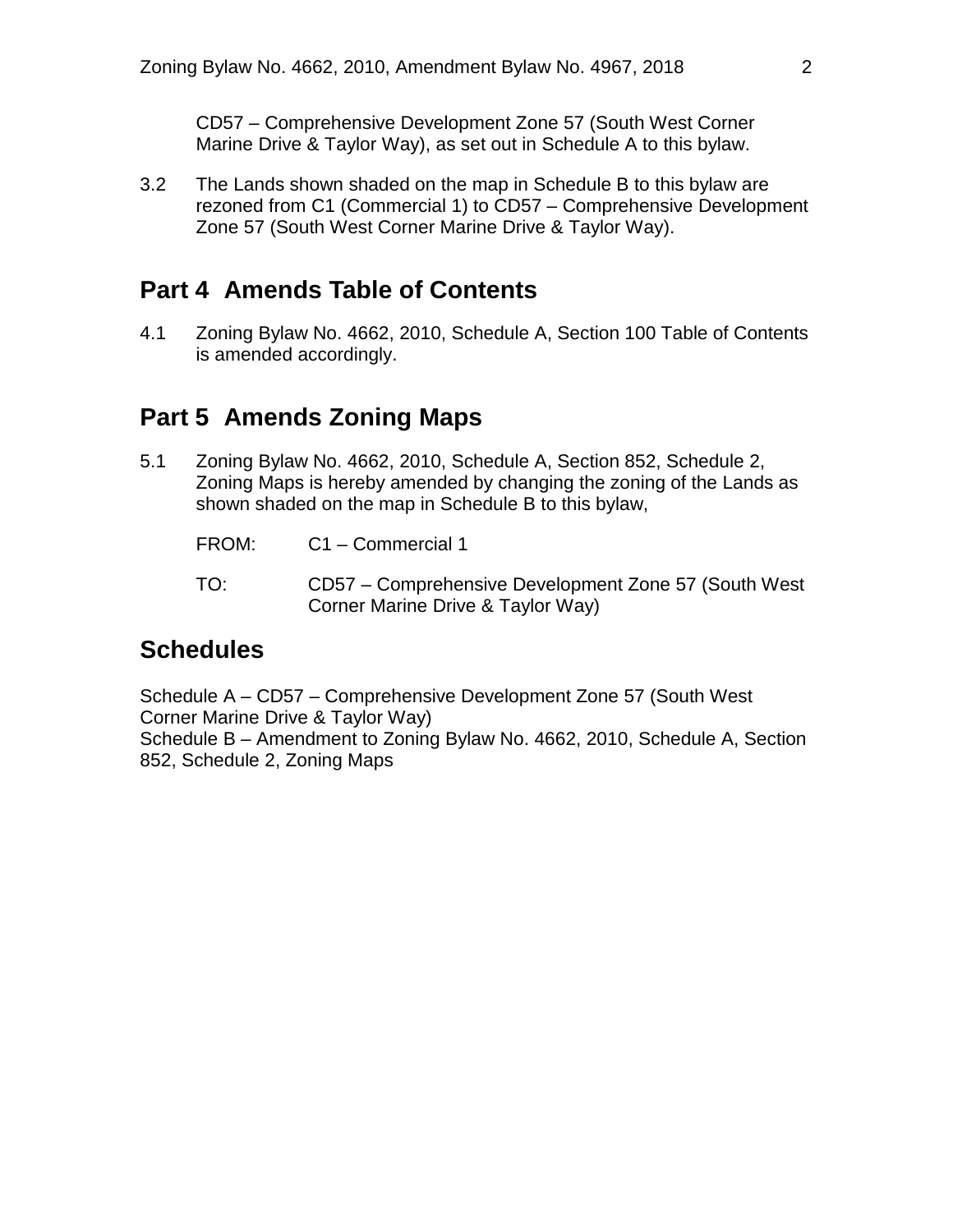CD57 – Comprehensive Development Zone 57 (South West Corner Marine Drive & Taylor Way), as set out in Schedule A to this bylaw.

3.2 The Lands shown shaded on the map in Schedule B to this bylaw are rezoned from C1 (Commercial 1) to CD57 – Comprehensive Development Zone 57 (South West Corner Marine Drive & Taylor Way).

## Part 4 Amends Table of Contents

4.1 Zoning Bylaw No. 4662, 2010, Schedule A, Section 100 Table of Contents is amended accordingly.

## Part 5 Amends Zoning Maps

5.1 Zoning Bylaw No. 4662, 2010, Schedule A, Section 852, Schedule 2, Zoning Maps is hereby amended by changing the zoning of the Lands as shown shaded on the map in Schedule B to this bylaw,

FROM: C1 – Commercial 1

TO: CD57 – Comprehensive Development Zone 57 (South West Corner Marine Drive & Taylor Way)

## Schedules

Schedule A – CD57 – Comprehensive Development Zone 57 (South West Corner Marine Drive & Taylor Way)
Schedule B – Amendment to Zoning Bylaw No. 4662, 2010, Schedule A, Section 852, Schedule 2, Zoning Maps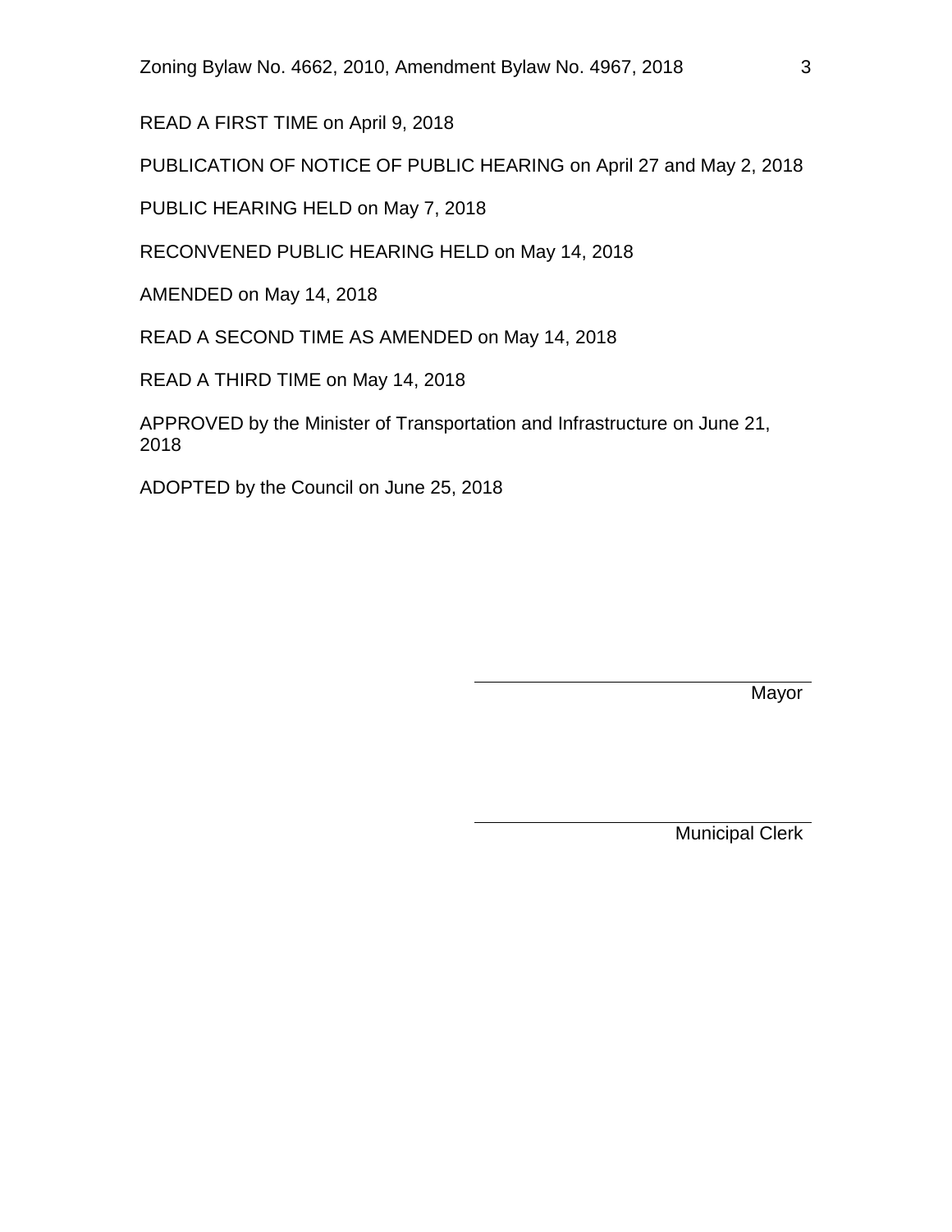READ A FIRST TIME on April 9, 2018

PUBLICATION OF NOTICE OF PUBLIC HEARING on April 27 and May 2, 2018

PUBLIC HEARING HELD on May 7, 2018

RECONVENED PUBLIC HEARING HELD on May 14, 2018

AMENDED on May 14, 2018

READ A SECOND TIME AS AMENDED on May 14, 2018

READ A THIRD TIME on May 14, 2018

APPROVED by the Minister of Transportation and Infrastructure on June 21, 2018

ADOPTED by the Council on June 25, 2018

\_\_\_\_\_\_\_\_\_\_\_\_\_\_\_\_\_\_\_\_\_\_\_\_\_\_\_\_\_\_
Mayor

\_\_\_\_\_\_\_\_\_\_\_\_\_\_\_\_\_\_\_\_\_\_\_\_\_\_\_\_\_\_
Municipal Clerk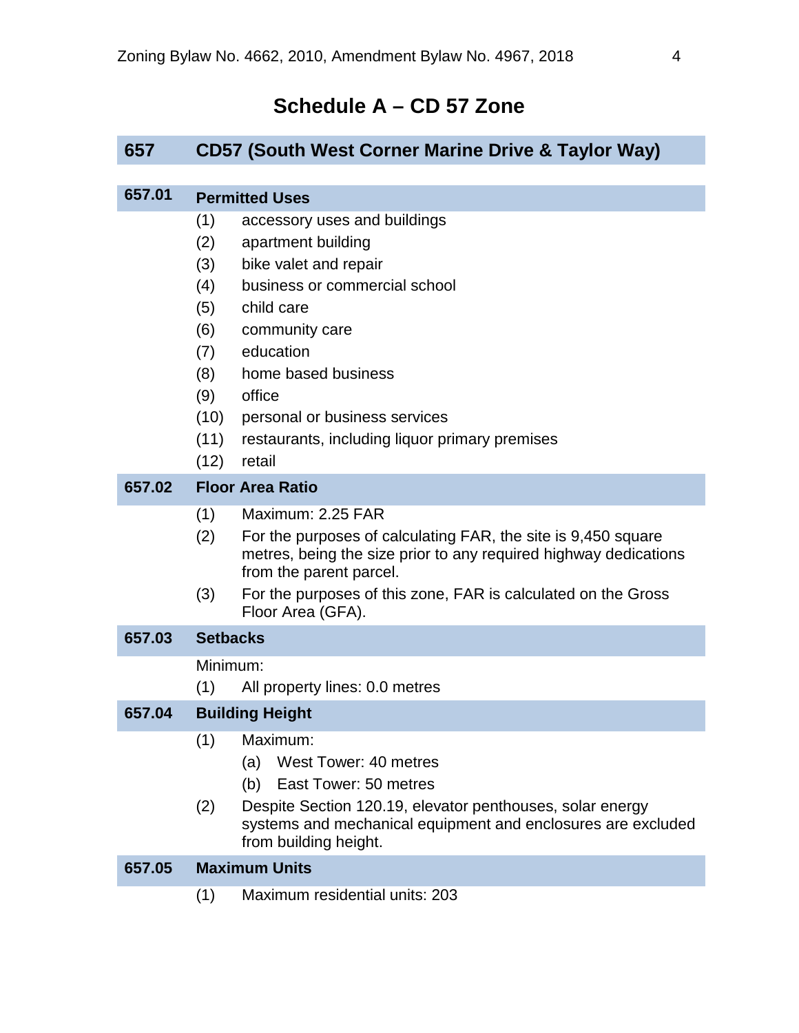# Schedule A – CD 57 Zone

## 657 CD57 (South West Corner Marine Drive & Taylor Way)

### 657.01 Permitted Uses

(1) accessory uses and buildings
(2) apartment building
(3) bike valet and repair
(4) business or commercial school
(5) child care
(6) community care
(7) education
(8) home based business
(9) office
(10) personal or business services
(11) restaurants, including liquor primary premises
(12) retail

### 657.02 Floor Area Ratio

(1) Maximum: 2.25 FAR
(2) For the purposes of calculating FAR, the site is 9,450 square metres, being the size prior to any required highway dedications from the parent parcel.
(3) For the purposes of this zone, FAR is calculated on the Gross Floor Area (GFA).

### 657.03 Setbacks

Minimum:

(1) All property lines: 0.0 metres

### 657.04 Building Height

(1) Maximum:
  (a) West Tower: 40 metres
  (b) East Tower: 50 metres
(2) Despite Section 120.19, elevator penthouses, solar energy systems and mechanical equipment and enclosures are excluded from building height.

### 657.05 Maximum Units

(1) Maximum residential units: 203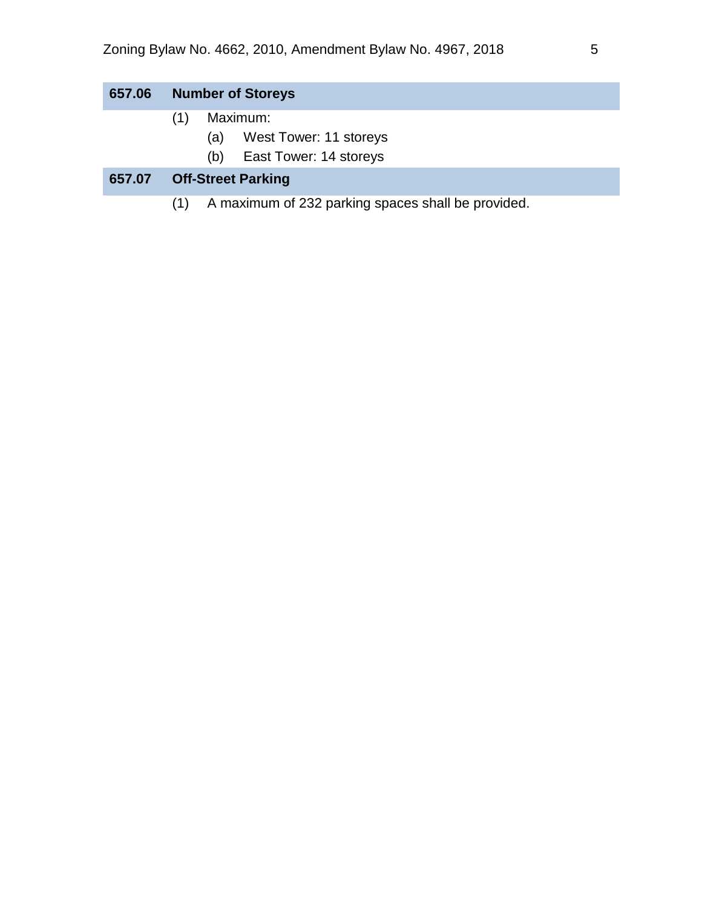### 657.06 Number of Storeys

(1) Maximum:

 (a) West Tower: 11 storeys

 (b) East Tower: 14 storeys

### 657.07 Off-Street Parking

(1) A maximum of 232 parking spaces shall be provided.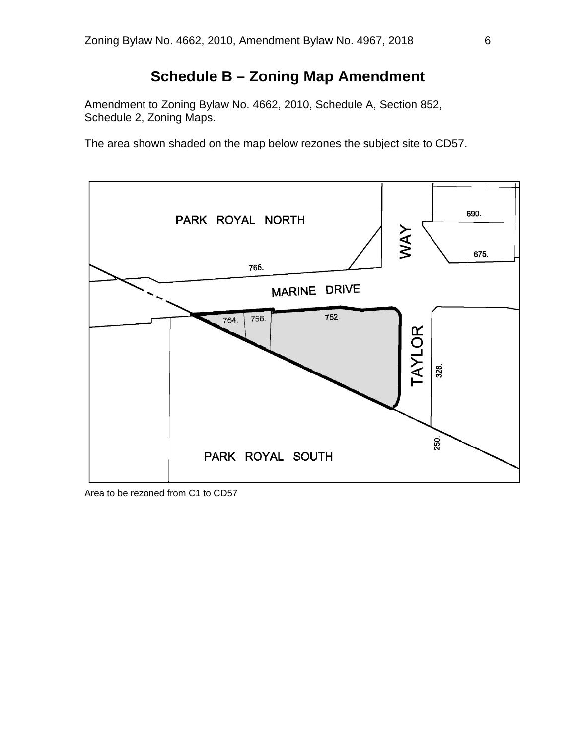# Schedule B – Zoning Map Amendment

Amendment to Zoning Bylaw No. 4662, 2010, Schedule A, Section 852, Schedule 2, Zoning Maps.

The area shown shaded on the map below rezones the subject site to CD57.

PARK ROYAL NORTH

WAY

690.

675.

765.

MARINE DRIVE

764.

756.

752.

TAYLOR

328.

250.

PARK ROYAL SOUTH

Area to be rezoned from C1 to CD57